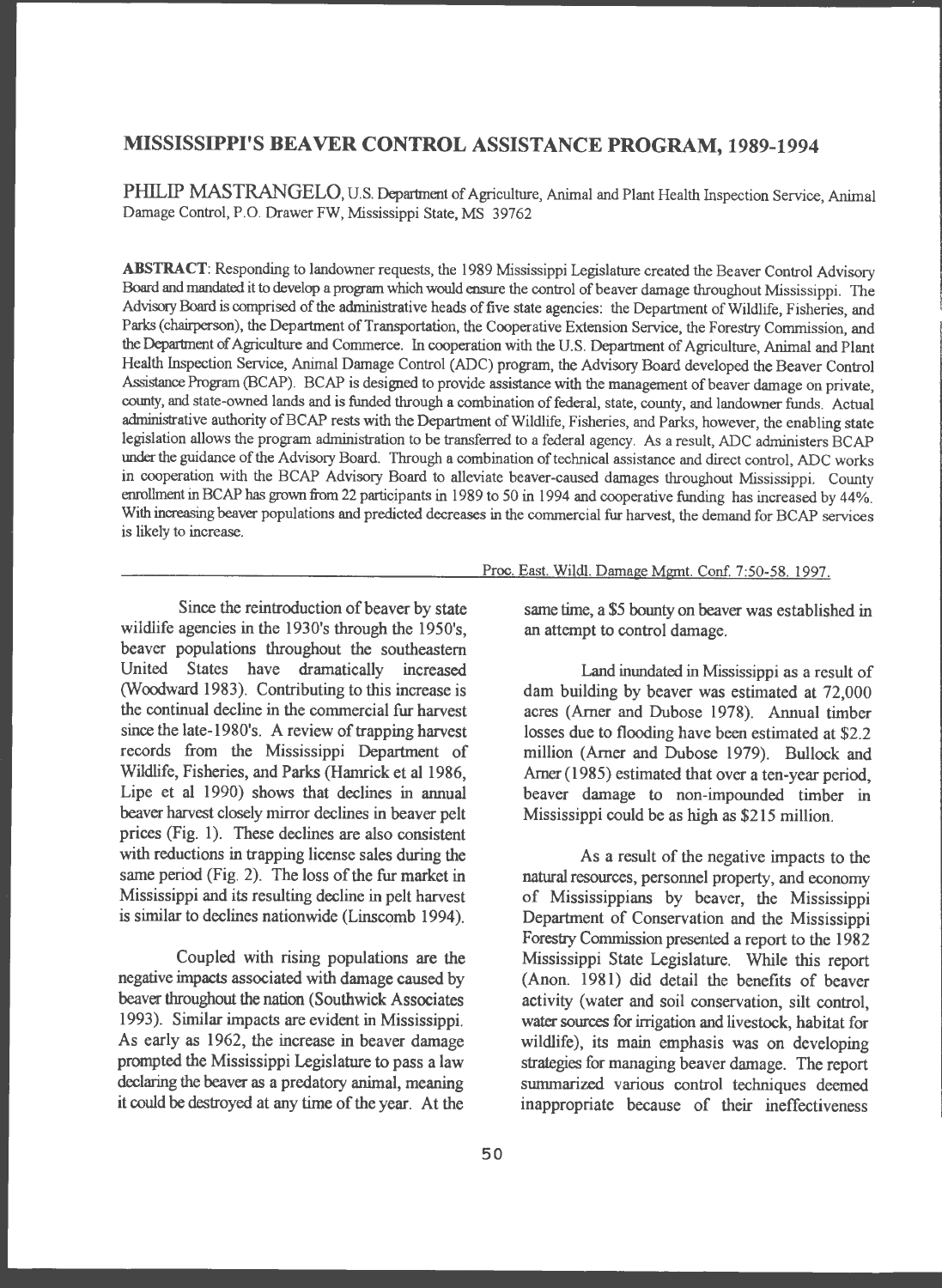# MISSISSIPPI'S BEAVER CONTROL ASSISTANCE PROGRAM, 1989-1994

PHILIP MASTRANGELO, U.S. Department of Agriculture, Animal and Plant Health Inspection Service, Animal Damage Control, P.O. Drawer FW, Mississippi State, MS 39762

**ABSTRACT**: Responding to landowner requests, the 1989 Mississippi Legislature created the Beaver Control Advisory Board and mandated it to develop a program which would ensure the control of beaver damage throughout Mississippi. The Advisory Board is comprised of the administrative heads of five state agencies: the Department of Wildlife, Fisheries, and Parks (chairperson), the Department of Transportation, the Cooperative Extension Service, the Forestry Commission, and the Department of Agriculture and Commerce. In cooperation with the U.S. Department of Agriculture, Animal and Plant Health Inspection Service, Animal Damage Control (ADC) program, the Advisory Board developed the Beaver Control Assistance Program (BCAP). BCAP is designed to provide assistance with the management of beaver damage on private, county, and state-owned lands and is funded through a combination of federal, state, county, and landowner funds. Actual administrative authority of BCAP rests with the Department of Wildlife, Fisheries, and Parks, however, the enabling state legislation allows the program administration to be transferred to a federal agency. As a result, ADC administers BCAP under the guidance of the Advisory Board. Through a combination of technical assistance and direct control, ADC works in cooperation with the BCAP Advisory Board to alleviate beaver-caused damages throughout Mississippi. County enrollment in BCAP has grown from 22 participants in 1989 to 50 in 1994 and cooperative funding has increased by 44%. With increasing beaver populations and predicted decreases in the commercial fur harvest, the demand for BCAP services is likely to increase.

Proc. East. Wildl. Damage Mgmt. Conf. 7:50-58. 1997.

Since the reintroduction of beaver by state wildlife agencies in the 1930's through the 1950's, beaver populations throughout the southeastern United States have dramatically increased (Woodward 1983). Contributing to this increase is the continual decline in the commercial fur harvest since the late-1980's. A review of trapping harvest records from the Mississippi Department of Wildlife, Fisheries, and Parks (Hamrick et al 1986, Lipe et al 1990) shows that declines in annual beaver harvest closely mirror declines in beaver pelt prices (Fig. 1). These declines are also consistent with reductions in trapping license sales during the same period (Fig. 2). The loss of the fur market in Mississippi and its resulting decline in pelt harvest is similar to declines nationwide (Linscomb 1994).

Coupled with rising populations are the negative impacts associated with damage caused by beaver throughout the nation (Southwick Associates 1993). Similar impacts are evident in Mississippi. As early as 1962, the increase in beaver damage prompted the Mississippi Legislature to pass a law declaring the beaver as a predatory animal, meaning it could be destroyed at any time of the year. At the same time, a $5 bounty on beaver was established in an attempt to control damage.

Land inundated in Mississippi as a result of dam building by beaver was estimated at 72,000 acres (Arner and Dubose 1978). Annual timber losses due to flooding have been estimated at $2.2 million (Arner and Dubose 1979). Bullock and Arner (1985) estimated that over a ten-year period, beaver damage to non-impounded timber in Mississippi could be as high as $215 million.

As a result of the negative impacts to the natural resources, personnel property, and economy of Mississippians by beaver, the Mississippi Department of Conservation and the Mississippi Forestry Commission presented a report to the 1982 Mississippi State Legislature. While this report (Anon. 1981) did detail the benefits of beaver activity (water and soil conservation, silt control, water sources for irrigation and livestock, habitat for wildlife), its main emphasis was on developing strategies for managing beaver damage. The report summarized various control techniques deemed inappropriate because of their ineffectiveness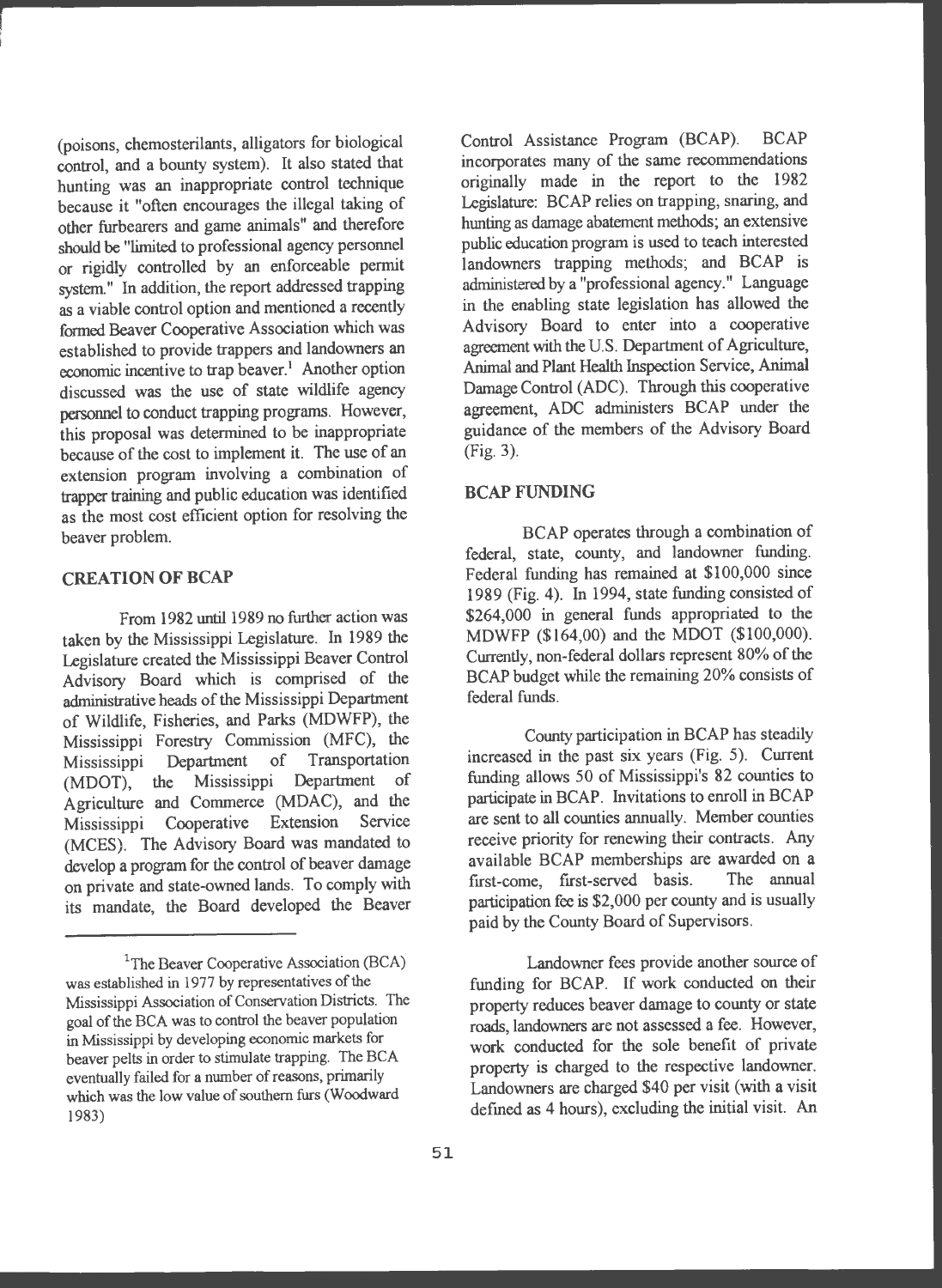(poisons, chemosterilants, alligators for biological control, and a bounty system). It also stated that hunting was an inappropriate control technique because it "often encourages the illegal taking of other furbearers and game animals" and therefore should be "limited to professional agency personnel or rigidly controlled by an enforceable permit system." In addition, the report addressed trapping as a viable control option and mentioned a recently formed Beaver Cooperative Association which was established to provide trappers and landowners an economic incentive to trap beaver.[1] Another option discussed was the use of state wildlife agency personnel to conduct trapping programs. However, this proposal was determined to be inappropriate because of the cost to implement it. The use of an extension program involving a combination of trapper training and public education was identified as the most cost efficient option for resolving the beaver problem.

## CREATION OF BCAP

From 1982 until 1989 no further action was taken by the Mississippi Legislature. In 1989 the Legislature created the Mississippi Beaver Control Advisory Board which is comprised of the administrative heads of the Mississippi Department of Wildlife, Fisheries, and Parks (MDWFP), the Mississippi Forestry Commission (MFC), the Mississippi Department of Transportation (MDOT), the Mississippi Department of Agriculture and Commerce (MDAC), and the Mississippi Cooperative Extension Service (MCES). The Advisory Board was mandated to develop a program for the control of beaver damage on private and state-owned lands. To comply with its mandate, the Board developed the Beaver Control Assistance Program (BCAP). BCAP incorporates many of the same recommendations originally made in the report to the 1982 Legislature: BCAP relies on trapping, snaring, and hunting as damage abatement methods; an extensive public education program is used to teach interested landowners trapping methods; and BCAP is administered by a "professional agency." Language in the enabling state legislation has allowed the Advisory Board to enter into a cooperative agreement with the U.S. Department of Agriculture, Animal and Plant Health Inspection Service, Animal Damage Control (ADC). Through this cooperative agreement, ADC administers BCAP under the guidance of the members of the Advisory Board (Fig. 3).

## BCAP FUNDING

BCAP operates through a combination of federal, state, county, and landowner funding. Federal funding has remained at $100,000 since 1989 (Fig. 4). In 1994, state funding consisted of $264,000 in general funds appropriated to the MDWFP ($164,00) and the MDOT ($100,000). Currently, non-federal dollars represent 80% of the BCAP budget while the remaining 20% consists of federal funds.

County participation in BCAP has steadily increased in the past six years (Fig. 5). Current funding allows 50 of Mississippi's 82 counties to participate in BCAP. Invitations to enroll in BCAP are sent to all counties annually. Member counties receive priority for renewing their contracts. Any available BCAP memberships are awarded on a first-come, first-served basis. The annual participation fee is $2,000 per county and is usually paid by the County Board of Supervisors.

Landowner fees provide another source of funding for BCAP. If work conducted on their property reduces beaver damage to county or state roads, landowners are not assessed a fee. However, work conducted for the sole benefit of private property is charged to the respective landowner. Landowners are charged $40 per visit (with a visit defined as 4 hours), excluding the initial visit. An

---

[1] The Beaver Cooperative Association (BCA) was established in 1977 by representatives of the Mississippi Association of Conservation Districts. The goal of the BCA was to control the beaver population in Mississippi by developing economic markets for beaver pelts in order to stimulate trapping. The BCA eventually failed for a number of reasons, primarily which was the low value of southern furs (Woodward 1983)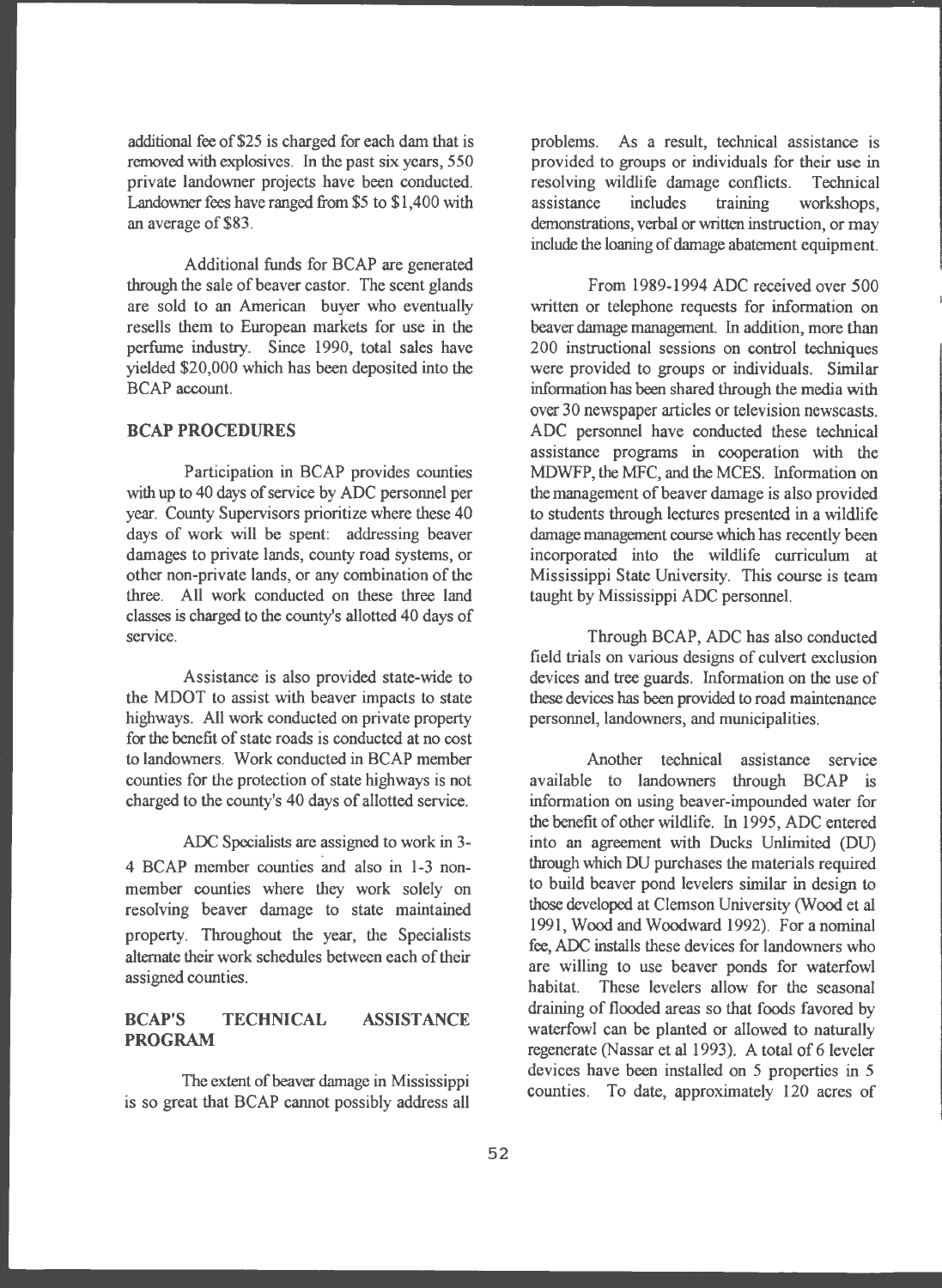additional fee of $25 is charged for each dam that is removed with explosives. In the past six years, 550 private landowner projects have been conducted. Landowner fees have ranged from $5 to $1,400 with an average of $83.

Additional funds for BCAP are generated through the sale of beaver castor. The scent glands are sold to an American buyer who eventually resells them to European markets for use in the perfume industry. Since 1990, total sales have yielded $20,000 which has been deposited into the BCAP account.

## BCAP PROCEDURES

Participation in BCAP provides counties with up to 40 days of service by ADC personnel per year. County Supervisors prioritize where these 40 days of work will be spent: addressing beaver damages to private lands, county road systems, or other non-private lands, or any combination of the three. All work conducted on these three land classes is charged to the county's allotted 40 days of service.

Assistance is also provided state-wide to the MDOT to assist with beaver impacts to state highways. All work conducted on private property for the benefit of state roads is conducted at no cost to landowners. Work conducted in BCAP member counties for the protection of state highways is not charged to the county's 40 days of allotted service.

ADC Specialists are assigned to work in 3-4 BCAP member counties and also in 1-3 non-member counties where they work solely on resolving beaver damage to state maintained property. Throughout the year, the Specialists alternate their work schedules between each of their assigned counties.

## BCAP'S TECHNICAL ASSISTANCE PROGRAM

The extent of beaver damage in Mississippi is so great that BCAP cannot possibly address all problems. As a result, technical assistance is provided to groups or individuals for their use in resolving wildlife damage conflicts. Technical assistance includes training workshops, demonstrations, verbal or written instruction, or may include the loaning of damage abatement equipment.

From 1989-1994 ADC received over 500 written or telephone requests for information on beaver damage management. In addition, more than 200 instructional sessions on control techniques were provided to groups or individuals. Similar information has been shared through the media with over 30 newspaper articles or television newscasts. ADC personnel have conducted these technical assistance programs in cooperation with the MDWFP, the MFC, and the MCES. Information on the management of beaver damage is also provided to students through lectures presented in a wildlife damage management course which has recently been incorporated into the wildlife curriculum at Mississippi State University. This course is team taught by Mississippi ADC personnel.

Through BCAP, ADC has also conducted field trials on various designs of culvert exclusion devices and tree guards. Information on the use of these devices has been provided to road maintenance personnel, landowners, and municipalities.

Another technical assistance service available to landowners through BCAP is information on using beaver-impounded water for the benefit of other wildlife. In 1995, ADC entered into an agreement with Ducks Unlimited (DU) through which DU purchases the materials required to build beaver pond levelers similar in design to those developed at Clemson University (Wood et al 1991, Wood and Woodward 1992). For a nominal fee, ADC installs these devices for landowners who are willing to use beaver ponds for waterfowl habitat. These levelers allow for the seasonal draining of flooded areas so that foods favored by waterfowl can be planted or allowed to naturally regenerate (Nassar et al 1993). A total of 6 leveler devices have been installed on 5 properties in 5 counties. To date, approximately 120 acres of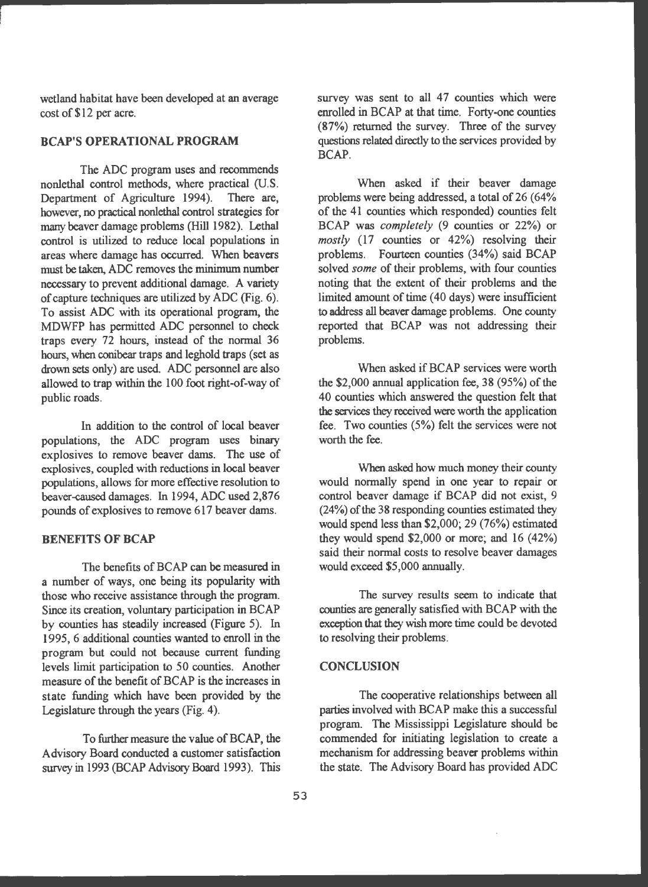wetland habitat have been developed at an average cost of $12 per acre.

## BCAP'S OPERATIONAL PROGRAM

The ADC program uses and recommends nonlethal control methods, where practical (U.S. Department of Agriculture 1994). There are, however, no practical nonlethal control strategies for many beaver damage problems (Hill 1982). Lethal control is utilized to reduce local populations in areas where damage has occurred. When beavers must be taken, ADC removes the minimum number necessary to prevent additional damage. A variety of capture techniques are utilized by ADC (Fig. 6). To assist ADC with its operational program, the MDWFP has permitted ADC personnel to check traps every 72 hours, instead of the normal 36 hours, when conibear traps and leghold traps (set as drown sets only) are used. ADC personnel are also allowed to trap within the 100 foot right-of-way of public roads.

In addition to the control of local beaver populations, the ADC program uses binary explosives to remove beaver dams. The use of explosives, coupled with reductions in local beaver populations, allows for more effective resolution to beaver-caused damages. In 1994, ADC used 2,876 pounds of explosives to remove 617 beaver dams.

## BENEFITS OF BCAP

The benefits of BCAP can be measured in a number of ways, one being its popularity with those who receive assistance through the program. Since its creation, voluntary participation in BCAP by counties has steadily increased (Figure 5). In 1995, 6 additional counties wanted to enroll in the program but could not because current funding levels limit participation to 50 counties. Another measure of the benefit of BCAP is the increases in state funding which have been provided by the Legislature through the years (Fig. 4).

To further measure the value of BCAP, the Advisory Board conducted a customer satisfaction survey in 1993 (BCAP Advisory Board 1993). This survey was sent to all 47 counties which were enrolled in BCAP at that time. Forty-one counties (87%) returned the survey. Three of the survey questions related directly to the services provided by BCAP.

When asked if their beaver damage problems were being addressed, a total of 26 (64% of the 41 counties which responded) counties felt BCAP was *completely* (9 counties or 22%) or *mostly* (17 counties or 42%) resolving their problems. Fourteen counties (34%) said BCAP solved *some* of their problems, with four counties noting that the extent of their problems and the limited amount of time (40 days) were insufficient to address all beaver damage problems. One county reported that BCAP was not addressing their problems.

When asked if BCAP services were worth the $2,000 annual application fee, 38 (95%) of the 40 counties which answered the question felt that the services they received were worth the application fee. Two counties (5%) felt the services were not worth the fee.

When asked how much money their county would normally spend in one year to repair or control beaver damage if BCAP did not exist, 9 (24%) of the 38 responding counties estimated they would spend less than $2,000; 29 (76%) estimated they would spend $2,000 or more; and 16 (42%) said their normal costs to resolve beaver damages would exceed $5,000 annually.

The survey results seem to indicate that counties are generally satisfied with BCAP with the exception that they wish more time could be devoted to resolving their problems.

## CONCLUSION

The cooperative relationships between all parties involved with BCAP make this a successful program. The Mississippi Legislature should be commended for initiating legislation to create a mechanism for addressing beaver problems within the state. The Advisory Board has provided ADC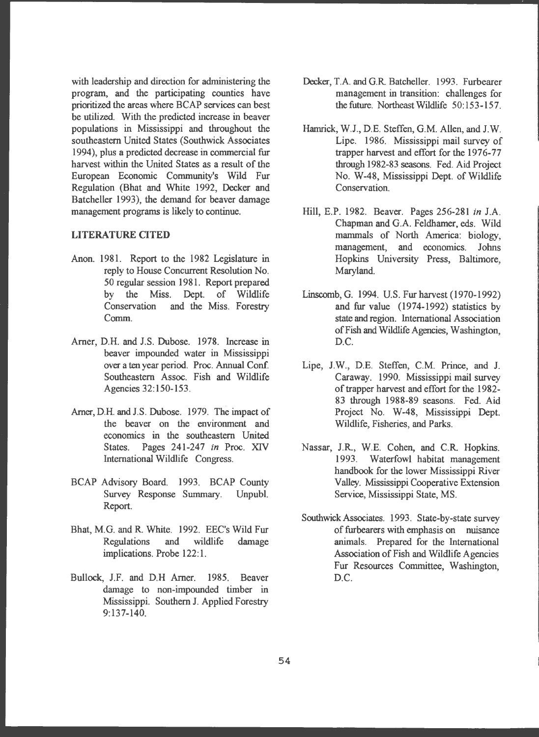with leadership and direction for administering the program, and the participating counties have prioritized the areas where BCAP services can best be utilized. With the predicted increase in beaver populations in Mississippi and throughout the southeastern United States (Southwick Associates 1994), plus a predicted decrease in commercial fur harvest within the United States as a result of the European Economic Community's Wild Fur Regulation (Bhat and White 1992, Decker and Batcheller 1993), the demand for beaver damage management programs is likely to continue.

## LITERATURE CITED

Anon. 1981. Report to the 1982 Legislature in reply to House Concurrent Resolution No. 50 regular session 1981. Report prepared by the Miss. Dept. of Wildlife Conservation and the Miss. Forestry Comm.

Arner, D.H. and J.S. Dubose. 1978. Increase in beaver impounded water in Mississippi over a ten year period. Proc. Annual Conf. Southeastern Assoc. Fish and Wildlife Agencies 32:150-153.

Arner, D.H. and J.S. Dubose. 1979. The impact of the beaver on the environment and economics in the southeastern United States. Pages 241-247 *in* Proc. XIV International Wildlife Congress.

BCAP Advisory Board. 1993. BCAP County Survey Response Summary. Unpubl. Report.

Bhat, M.G. and R. White. 1992. EEC's Wild Fur Regulations and wildlife damage implications. Probe 122:1.

Bullock, J.F. and D.H Arner. 1985. Beaver damage to non-impounded timber in Mississippi. Southern J. Applied Forestry 9:137-140.

Decker, T.A. and G.R. Batcheller. 1993. Furbearer management in transition: challenges for the future. Northeast Wildlife 50:153-157.

Hamrick, W.J., D.E. Steffen, G.M. Allen, and J.W. Lipe. 1986. Mississippi mail survey of trapper harvest and effort for the 1976-77 through 1982-83 seasons. Fed. Aid Project No. W-48, Mississippi Dept. of Wildlife Conservation.

Hill, E.P. 1982. Beaver. Pages 256-281 *in* J.A. Chapman and G.A. Feldhamer, eds. Wild mammals of North America: biology, management, and economics. Johns Hopkins University Press, Baltimore, Maryland.

Linscomb, G. 1994. U.S. Fur harvest (1970-1992) and fur value (1974-1992) statistics by state and region. International Association of Fish and Wildlife Agencies, Washington, D.C.

Lipe, J.W., D.E. Steffen, C.M. Prince, and J. Caraway. 1990. Mississippi mail survey of trapper harvest and effort for the 1982-83 through 1988-89 seasons. Fed. Aid Project No. W-48, Mississippi Dept. Wildlife, Fisheries, and Parks.

Nassar, J.R., W.E. Cohen, and C.R. Hopkins. 1993. Waterfowl habitat management handbook for the lower Mississippi River Valley. Mississippi Cooperative Extension Service, Mississippi State, MS.

Southwick Associates. 1993. State-by-state survey of furbearers with emphasis on nuisance animals. Prepared for the International Association of Fish and Wildlife Agencies Fur Resources Committee, Washington, D.C.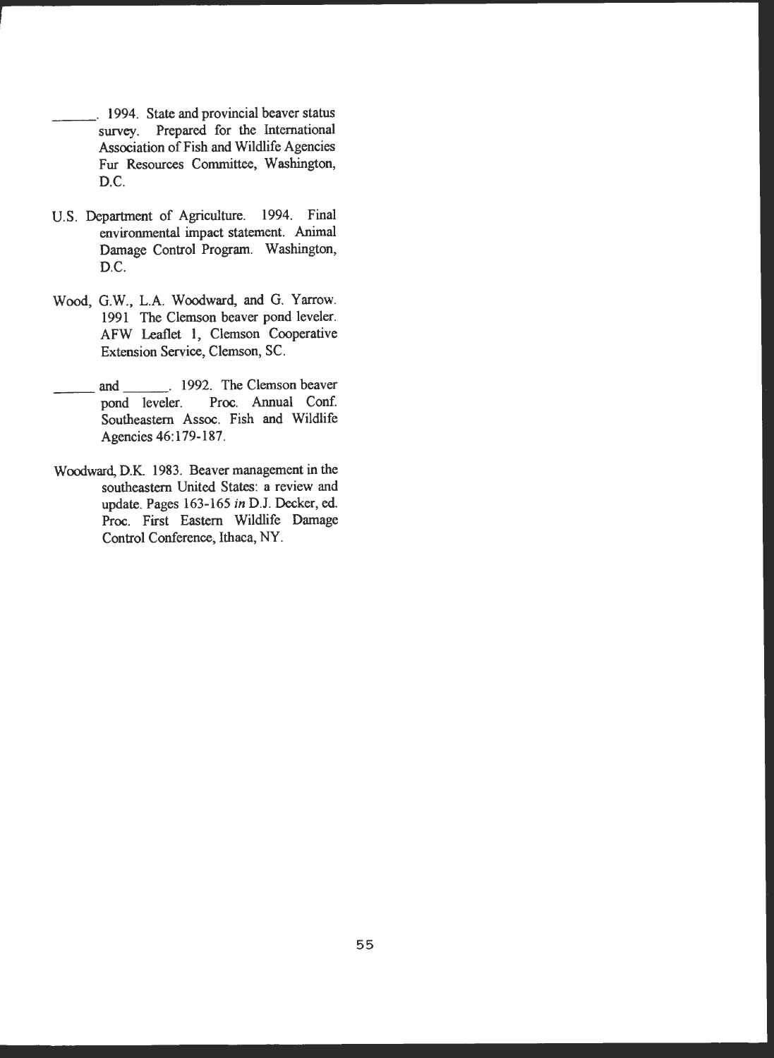\_\_\_\_\_\_. 1994. State and provincial beaver status survey. Prepared for the International Association of Fish and Wildlife Agencies Fur Resources Committee, Washington, D.C.

U.S. Department of Agriculture. 1994. Final environmental impact statement. Animal Damage Control Program. Washington, D.C.

Wood, G.W., L.A. Woodward, and G. Yarrow. 1991 The Clemson beaver pond leveler. AFW Leaflet 1, Clemson Cooperative Extension Service, Clemson, SC.

\_\_\_\_\_\_ and \_\_\_\_\_\_. 1992. The Clemson beaver pond leveler. Proc. Annual Conf. Southeastern Assoc. Fish and Wildlife Agencies 46:179-187.

Woodward, D.K. 1983. Beaver management in the southeastern United States: a review and update. Pages 163-165 *in* D.J. Decker, ed. Proc. First Eastern Wildlife Damage Control Conference, Ithaca, NY.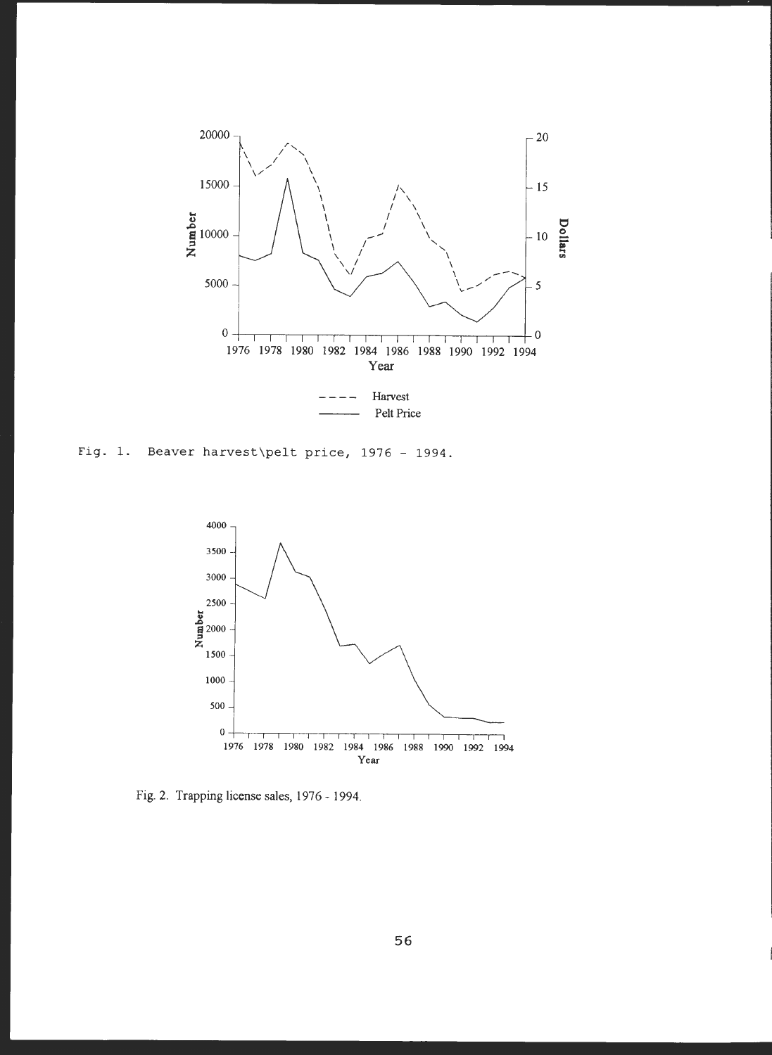Fig. 1. Beaver harvest\pelt price, 1976 - 1994.

Fig. 2. Trapping license sales, 1976 - 1994.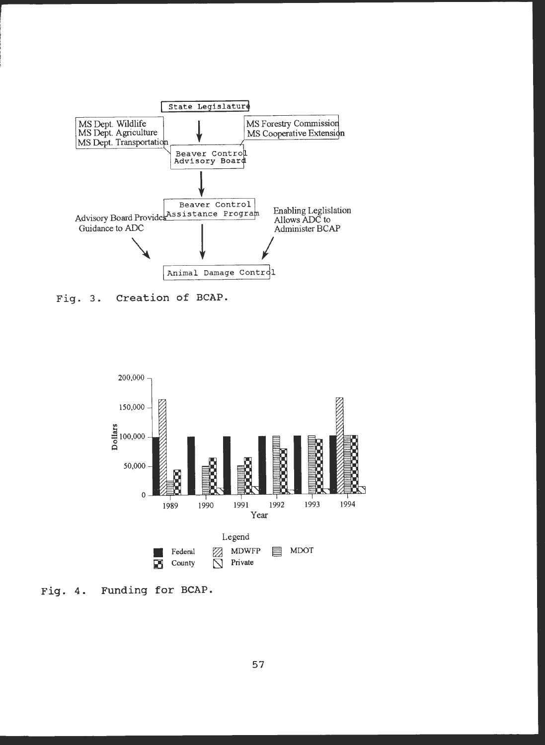State Legislature

MS Dept. Wildlife
MS Dept. Agriculture
MS Dept. Transportation

MS Forestry Commission
MS Cooperative Extension

Beaver Control Advisory Board

Beaver Control Assistance Program

Advisory Board Provides Guidance to ADC

Enabling Leglislation Allows ADC to Administer BCAP

Animal Damage Control

Fig. 3. Creation of BCAP.

Dollars: 0, 50,000, 100,000, 150,000, 200,000

Year: 1989, 1990, 1991, 1992, 1993, 1994

Legend: Federal, MDWFP, MDOT, County, Private

Fig. 4. Funding for BCAP.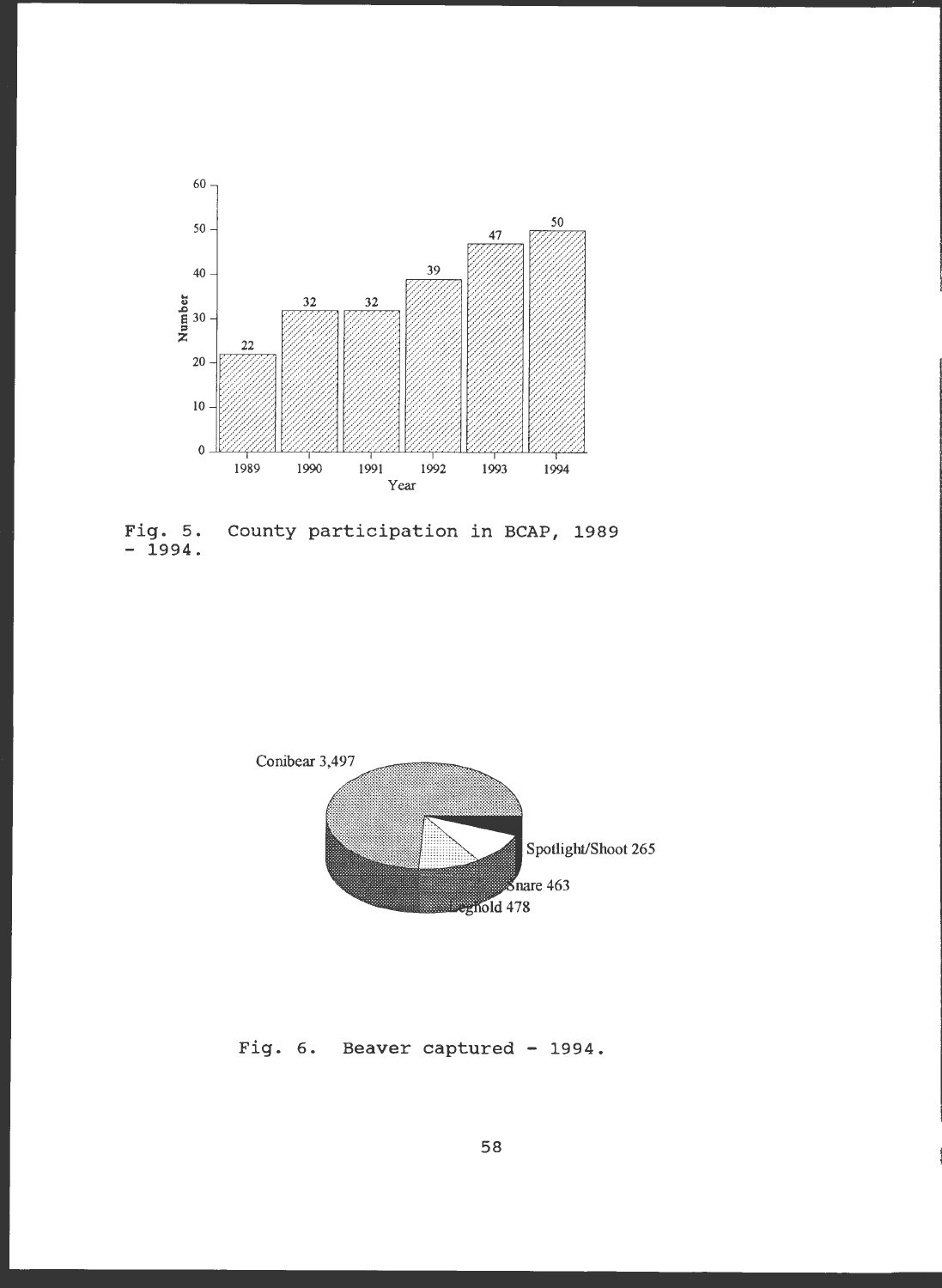60

50

40

30

20

10

0

Number

22

32

32

39

47

50

1989

1990

1991

1992

1993

1994

Year

Fig. 5. County participation in BCAP, 1989 - 1994.

Conibear 3,497

Spotlight/Shoot 265

Snare 463

Leghold 478

Fig. 6. Beaver captured - 1994.